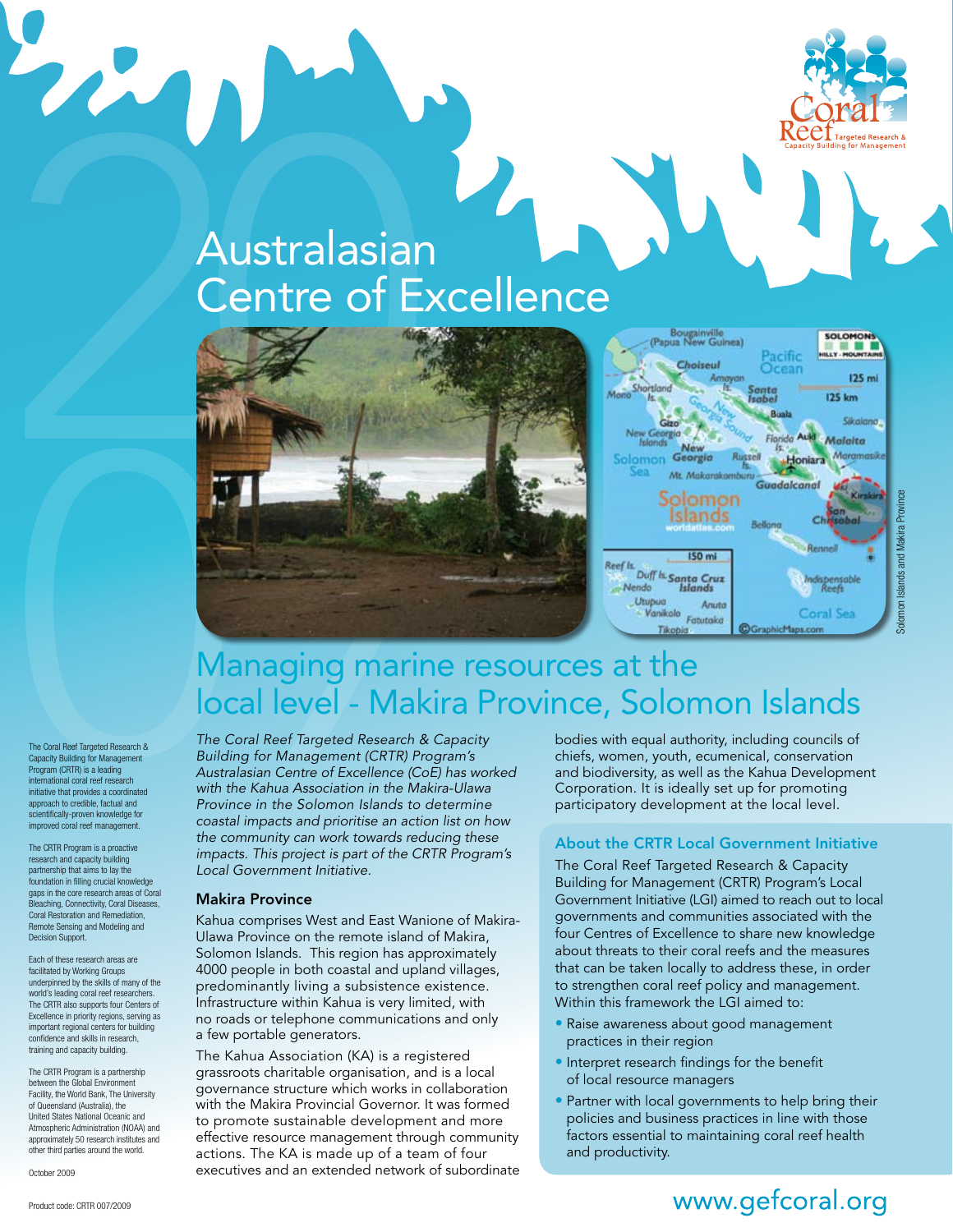# Australasian Centre of Excellence

Solomon Islands and Makira Province

## Managing marine resources at the local level - Makira Province, Solomon Islands

The Coral Reef Targeted Research & Capacity Building for Management Program (CRTR) is a leading international coral reef research initiative that provides a coordinated approach to credible, factual and scientifically-proven knowledge for improved coral reef management.

The CRTR Program is a proactive research and capacity building partnership that aims to lay the foundation in filling crucial knowledge gaps in the core research areas of Coral Bleaching, Connectivity, Coral Diseases, Coral Restoration and Remediation, Remote Sensing and Modeling and Decision Support.

Each of these research areas are facilitated by Working Groups underpinned by the skills of many of the world's leading coral reef researchers. The CRTR also supports four Centers of Excellence in priority regions, serving as important regional centers for building confidence and skills in research, training and capacity building.

The CRTR Program is a partnership between the Global Environment Facility, the World Bank, The University of Queensland (Australia), the United States National Oceanic and Atmospheric Administration (NOAA) and approximately 50 research institutes and other third parties around the world.

October 2009

Product code: CRTR 007/2009

*The Coral Reef Targeted Research & Capacity Building for Management (CRTR) Program's Australasian Centre of Excellence (CoE) has worked with the Kahua Association in the Makira-Ulawa Province in the Solomon Islands to determine coastal impacts and prioritise an action list on how the community can work towards reducing these impacts. This project is part of the CRTR Program's Local Government Initiative.*

### Makira Province

Kahua comprises West and East Wanione of Makira-Ulawa Province on the remote island of Makira, Solomon Islands. This region has approximately 4000 people in both coastal and upland villages, predominantly living a subsistence existence. Infrastructure within Kahua is very limited, with no roads or telephone communications and only a few portable generators.

The Kahua Association (KA) is a registered grassroots charitable organisation, and is a local governance structure which works in collaboration with the Makira Provincial Governor. It was formed to promote sustainable development and more effective resource management through community actions. The KA is made up of a team of four executives and an extended network of subordinate bodies with equal authority, including councils of chiefs, women, youth, ecumenical, conservation and biodiversity, as well as the Kahua Development Corporation. It is ideally set up for promoting participatory development at the local level.

### About the CRTR Local Government Initiative

The Coral Reef Targeted Research & Capacity Building for Management (CRTR) Program's Local Government Initiative (LGI) aimed to reach out to local governments and communities associated with the four Centres of Excellence to share new knowledge about threats to their coral reefs and the measures that can be taken locally to address these, in order to strengthen coral reef policy and management. Within this framework the LGI aimed to:

- Raise awareness about good management practices in their region
- Interpret research findings for the benefit of local resource managers
- Partner with local governments to help bring their policies and business practices in line with those factors essential to maintaining coral reef health and productivity.

www.gefcoral.org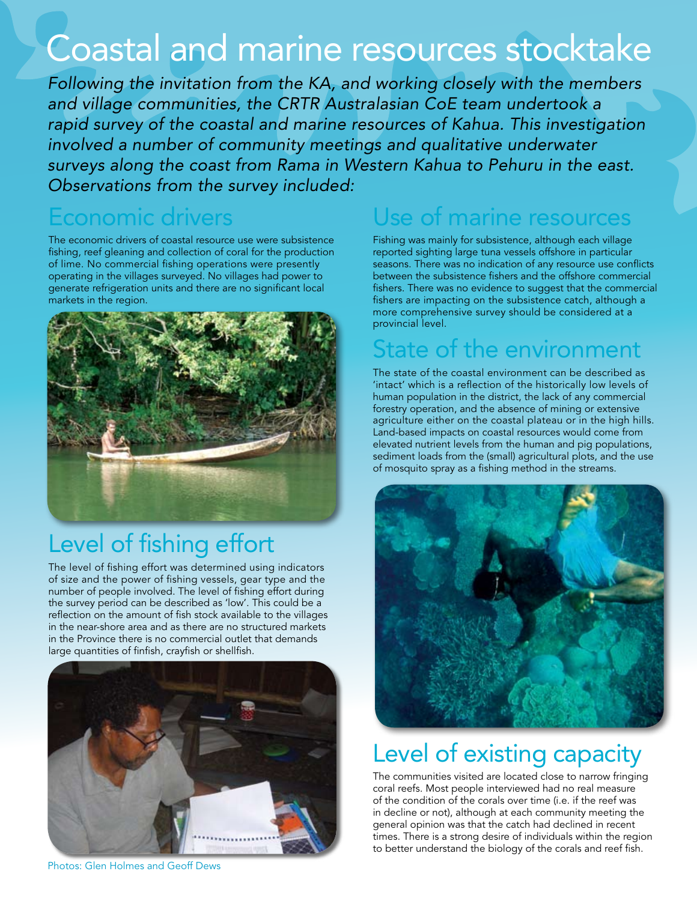# Coastal and marine resources stocktake

*Following the invitation from the KA, and working closely with the members and village communities, the CRTR Australasian CoE team undertook a rapid survey of the coastal and marine resources of Kahua. This investigation involved a number of community meetings and qualitative underwater surveys along the coast from Rama in Western Kahua to Pehuru in the east. Observations from the survey included:*

## Economic drivers

The economic drivers of coastal resource use were subsistence fishing, reef gleaning and collection of coral for the production of lime. No commercial fishing operations were presently operating in the villages surveyed. No villages had power to generate refrigeration units and there are no significant local markets in the region.

## Level of fishing effort

The level of fishing effort was determined using indicators of size and the power of fishing vessels, gear type and the number of people involved. The level of fishing effort during the survey period can be described as 'low'. This could be a reflection on the amount of fish stock available to the villages in the near-shore area and as there are no structured markets in the Province there is no commercial outlet that demands large quantities of finfish, crayfish or shellfish.

Photos: Glen Holmes and Geoff Dews

## Use of marine resources

Fishing was mainly for subsistence, although each village reported sighting large tuna vessels offshore in particular seasons. There was no indication of any resource use conflicts between the subsistence fishers and the offshore commercial fishers. There was no evidence to suggest that the commercial fishers are impacting on the subsistence catch, although a more comprehensive survey should be considered at a provincial level.

## State of the environment

The state of the coastal environment can be described as 'intact' which is a reflection of the historically low levels of human population in the district, the lack of any commercial forestry operation, and the absence of mining or extensive agriculture either on the coastal plateau or in the high hills. Land-based impacts on coastal resources would come from elevated nutrient levels from the human and pig populations, sediment loads from the (small) agricultural plots, and the use of mosquito spray as a fishing method in the streams.

## Level of existing capacity

The communities visited are located close to narrow fringing coral reefs. Most people interviewed had no real measure of the condition of the corals over time (i.e. if the reef was in decline or not), although at each community meeting the general opinion was that the catch had declined in recent times. There is a strong desire of individuals within the region to better understand the biology of the corals and reef fish.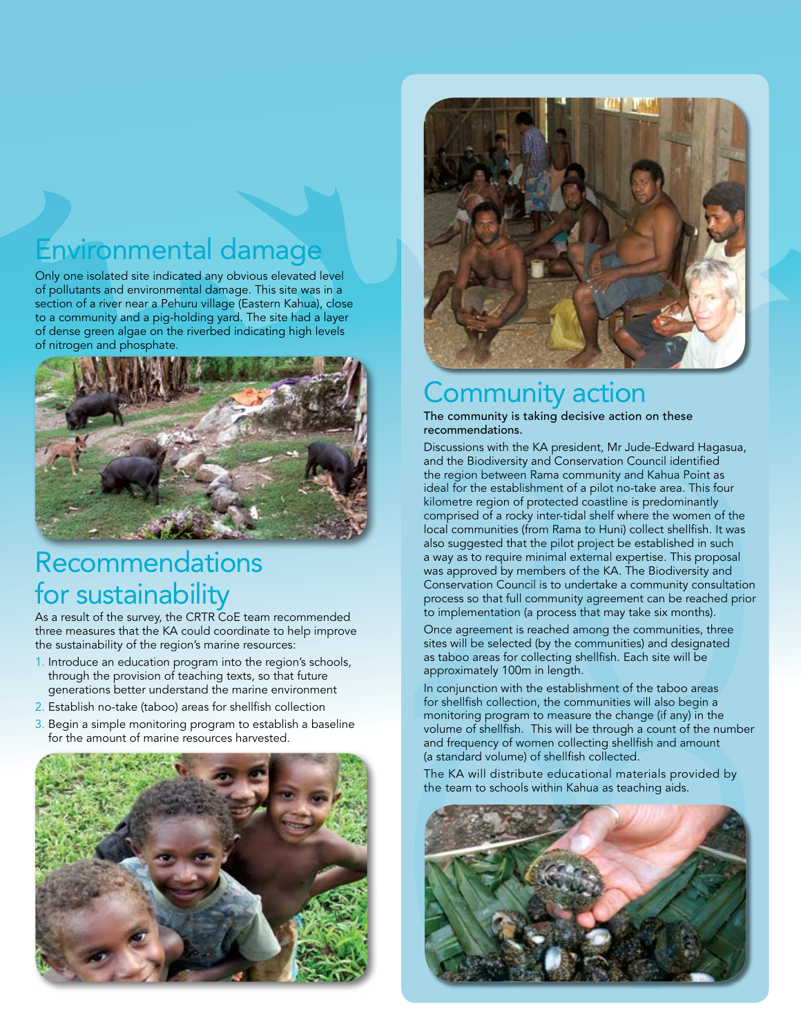## Environmental damage

Only one isolated site indicated any obvious elevated level of pollutants and environmental damage. This site was in a section of a river near a Pehuru village (Eastern Kahua), close to a community and a pig-holding yard. The site had a layer of dense green algae on the riverbed indicating high levels of nitrogen and phosphate.

## Recommendations for sustainability

As a result of the survey, the CRTR CoE team recommended three measures that the KA could coordinate to help improve the sustainability of the region's marine resources:

1. Introduce an education program into the region's schools, through the provision of teaching texts, so that future generations better understand the marine environment
2. Establish no-take (taboo) areas for shellfish collection
3. Begin a simple monitoring program to establish a baseline for the amount of marine resources harvested.

## Community action

**The community is taking decisive action on these recommendations.**

Discussions with the KA president, Mr Jude-Edward Hagasua, and the Biodiversity and Conservation Council identified the region between Rama community and Kahua Point as ideal for the establishment of a pilot no-take area. This four kilometre region of protected coastline is predominantly comprised of a rocky inter-tidal shelf where the women of the local communities (from Rama to Huni) collect shellfish. It was also suggested that the pilot project be established in such a way as to require minimal external expertise. This proposal was approved by members of the KA. The Biodiversity and Conservation Council is to undertake a community consultation process so that full community agreement can be reached prior to implementation (a process that may take six months).

Once agreement is reached among the communities, three sites will be selected (by the communities) and designated as taboo areas for collecting shellfish. Each site will be approximately 100m in length.

In conjunction with the establishment of the taboo areas for shellfish collection, the communities will also begin a monitoring program to measure the change (if any) in the volume of shellfish. This will be through a count of the number and frequency of women collecting shellfish and amount (a standard volume) of shellfish collected.

The KA will distribute educational materials provided by the team to schools within Kahua as teaching aids.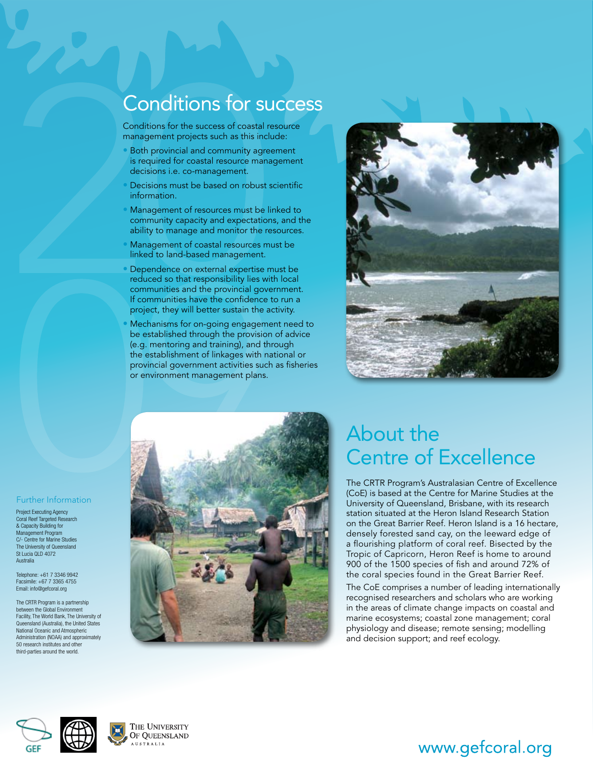## Conditions for success

Conditions for the success of coastal resource management projects such as this include:

- Both provincial and community agreement is required for coastal resource management decisions i.e. co-management.
- Decisions must be based on robust scientific information.
- Management of resources must be linked to community capacity and expectations, and the ability to manage and monitor the resources.
- Management of coastal resources must be linked to land-based management.
- Dependence on external expertise must be reduced so that responsibility lies with local communities and the provincial government. If communities have the confidence to run a project, they will better sustain the activity.
- Mechanisms for on-going engagement need to be established through the provision of advice (e.g. mentoring and training), and through the establishment of linkages with national or provincial government activities such as fisheries or environment management plans.

## About the Centre of Excellence

The CRTR Program's Australasian Centre of Excellence (CoE) is based at the Centre for Marine Studies at the University of Queensland, Brisbane, with its research station situated at the Heron Island Research Station on the Great Barrier Reef. Heron Island is a 16 hectare, densely forested sand cay, on the leeward edge of a flourishing platform of coral reef. Bisected by the Tropic of Capricorn, Heron Reef is home to around 900 of the 1500 species of fish and around 72% of the coral species found in the Great Barrier Reef.

The CoE comprises a number of leading internationally recognised researchers and scholars who are working in the areas of climate change impacts on coastal and marine ecosystems; coastal zone management; coral physiology and disease; remote sensing; modelling and decision support; and reef ecology.

### Further Information

Project Executing Agency
Coral Reef Targeted Research & Capacity Building for Management Program
C/- Centre for Marine Studies
The University of Queensland
St Lucia QLD 4072
Australia

Telephone: +61 7 3346 9942
Facsimile: +67 7 3365 4755
Email: info@gefcoral.org

The CRTR Program is a partnership between the Global Environment Facility, The World Bank, The University of Queensland (Australia), the United States National Oceanic and Atmospheric Administration (NOAA) and approximately 50 research institutes and other third-parties around the world.

GEF

The University of Queensland
Australia

www.gefcoral.org